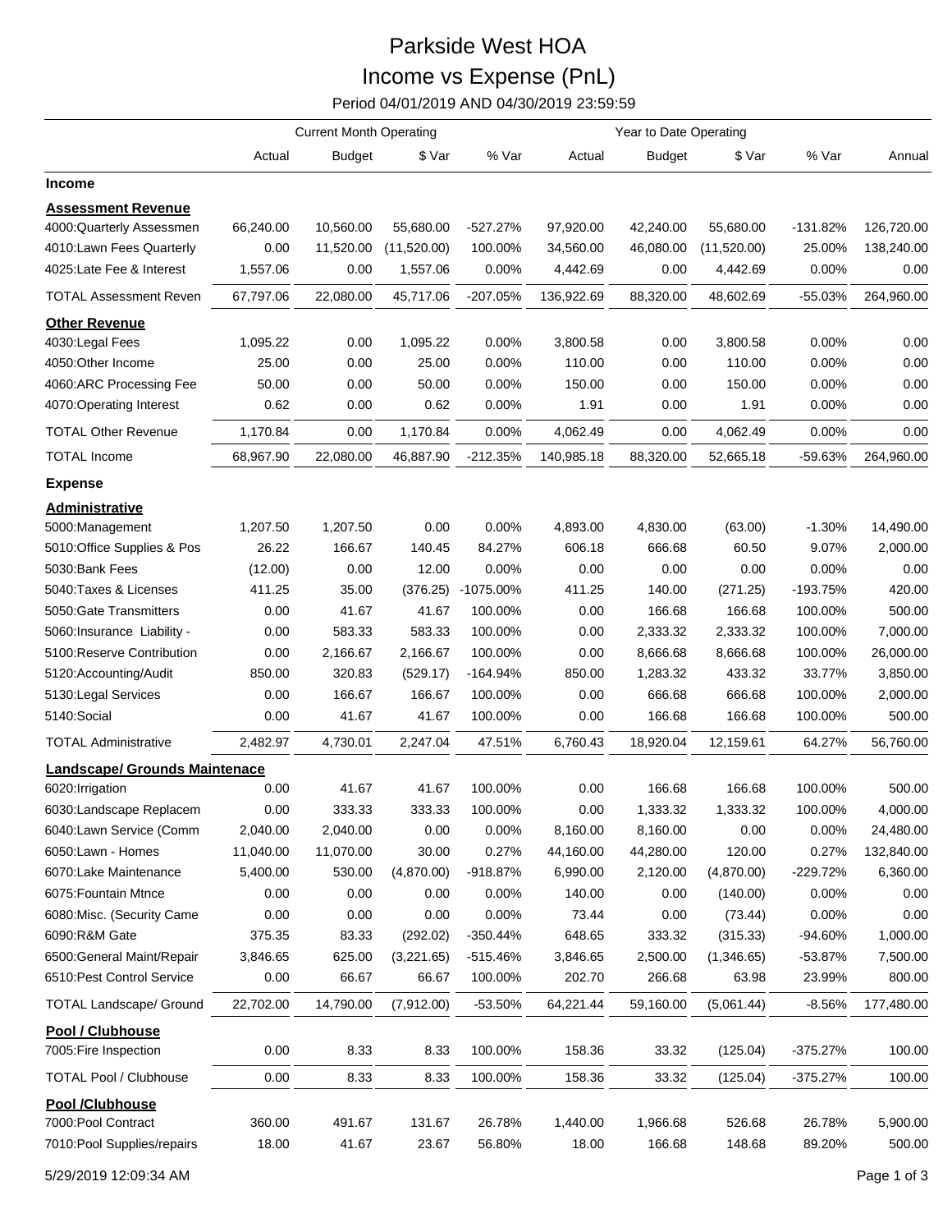# Parkside West HOA

## Income vs Expense (PnL)

Period 04/01/2019 AND 04/30/2019 23:59:59

| | Current Month Operating | | | | Year to Date Operating | | | | |
|---|---|---|---|---|---|---|---|---|---|
| | Actual | Budget | $ Var | % Var | Actual | Budget | $ Var | % Var | Annual |
| **Income** | | | | | | | | | |
| **Assessment Revenue** | | | | | | | | | |
| 4000:Quarterly Assessmen | 66,240.00 | 10,560.00 | 55,680.00 | -527.27% | 97,920.00 | 42,240.00 | 55,680.00 | -131.82% | 126,720.00 |
| 4010:Lawn Fees Quarterly | 0.00 | 11,520.00 | (11,520.00) | 100.00% | 34,560.00 | 46,080.00 | (11,520.00) | 25.00% | 138,240.00 |
| 4025:Late Fee & Interest | 1,557.06 | 0.00 | 1,557.06 | 0.00% | 4,442.69 | 0.00 | 4,442.69 | 0.00% | 0.00 |
| TOTAL Assessment Reven | 67,797.06 | 22,080.00 | 45,717.06 | -207.05% | 136,922.69 | 88,320.00 | 48,602.69 | -55.03% | 264,960.00 |
| **Other Revenue** | | | | | | | | | |
| 4030:Legal Fees | 1,095.22 | 0.00 | 1,095.22 | 0.00% | 3,800.58 | 0.00 | 3,800.58 | 0.00% | 0.00 |
| 4050:Other Income | 25.00 | 0.00 | 25.00 | 0.00% | 110.00 | 0.00 | 110.00 | 0.00% | 0.00 |
| 4060:ARC Processing Fee | 50.00 | 0.00 | 50.00 | 0.00% | 150.00 | 0.00 | 150.00 | 0.00% | 0.00 |
| 4070:Operating Interest | 0.62 | 0.00 | 0.62 | 0.00% | 1.91 | 0.00 | 1.91 | 0.00% | 0.00 |
| TOTAL Other Revenue | 1,170.84 | 0.00 | 1,170.84 | 0.00% | 4,062.49 | 0.00 | 4,062.49 | 0.00% | 0.00 |
| TOTAL Income | 68,967.90 | 22,080.00 | 46,887.90 | -212.35% | 140,985.18 | 88,320.00 | 52,665.18 | -59.63% | 264,960.00 |
| **Expense** | | | | | | | | | |
| **Administrative** | | | | | | | | | |
| 5000:Management | 1,207.50 | 1,207.50 | 0.00 | 0.00% | 4,893.00 | 4,830.00 | (63.00) | -1.30% | 14,490.00 |
| 5010:Office Supplies & Pos | 26.22 | 166.67 | 140.45 | 84.27% | 606.18 | 666.68 | 60.50 | 9.07% | 2,000.00 |
| 5030:Bank Fees | (12.00) | 0.00 | 12.00 | 0.00% | 0.00 | 0.00 | 0.00 | 0.00% | 0.00 |
| 5040:Taxes & Licenses | 411.25 | 35.00 | (376.25) | -1075.00% | 411.25 | 140.00 | (271.25) | -193.75% | 420.00 |
| 5050:Gate Transmitters | 0.00 | 41.67 | 41.67 | 100.00% | 0.00 | 166.68 | 166.68 | 100.00% | 500.00 |
| 5060:Insurance Liability - | 0.00 | 583.33 | 583.33 | 100.00% | 0.00 | 2,333.32 | 2,333.32 | 100.00% | 7,000.00 |
| 5100:Reserve Contribution | 0.00 | 2,166.67 | 2,166.67 | 100.00% | 0.00 | 8,666.68 | 8,666.68 | 100.00% | 26,000.00 |
| 5120:Accounting/Audit | 850.00 | 320.83 | (529.17) | -164.94% | 850.00 | 1,283.32 | 433.32 | 33.77% | 3,850.00 |
| 5130:Legal Services | 0.00 | 166.67 | 166.67 | 100.00% | 0.00 | 666.68 | 666.68 | 100.00% | 2,000.00 |
| 5140:Social | 0.00 | 41.67 | 41.67 | 100.00% | 0.00 | 166.68 | 166.68 | 100.00% | 500.00 |
| TOTAL Administrative | 2,482.97 | 4,730.01 | 2,247.04 | 47.51% | 6,760.43 | 18,920.04 | 12,159.61 | 64.27% | 56,760.00 |
| **Landscape/ Grounds Maintenace** | | | | | | | | | |
| 6020:Irrigation | 0.00 | 41.67 | 41.67 | 100.00% | 0.00 | 166.68 | 166.68 | 100.00% | 500.00 |
| 6030:Landscape Replacem | 0.00 | 333.33 | 333.33 | 100.00% | 0.00 | 1,333.32 | 1,333.32 | 100.00% | 4,000.00 |
| 6040:Lawn Service (Comm | 2,040.00 | 2,040.00 | 0.00 | 0.00% | 8,160.00 | 8,160.00 | 0.00 | 0.00% | 24,480.00 |
| 6050:Lawn - Homes | 11,040.00 | 11,070.00 | 30.00 | 0.27% | 44,160.00 | 44,280.00 | 120.00 | 0.27% | 132,840.00 |
| 6070:Lake Maintenance | 5,400.00 | 530.00 | (4,870.00) | -918.87% | 6,990.00 | 2,120.00 | (4,870.00) | -229.72% | 6,360.00 |
| 6075:Fountain Mtnce | 0.00 | 0.00 | 0.00 | 0.00% | 140.00 | 0.00 | (140.00) | 0.00% | 0.00 |
| 6080:Misc. (Security Came | 0.00 | 0.00 | 0.00 | 0.00% | 73.44 | 0.00 | (73.44) | 0.00% | 0.00 |
| 6090:R&M Gate | 375.35 | 83.33 | (292.02) | -350.44% | 648.65 | 333.32 | (315.33) | -94.60% | 1,000.00 |
| 6500:General Maint/Repair | 3,846.65 | 625.00 | (3,221.65) | -515.46% | 3,846.65 | 2,500.00 | (1,346.65) | -53.87% | 7,500.00 |
| 6510:Pest Control Service | 0.00 | 66.67 | 66.67 | 100.00% | 202.70 | 266.68 | 63.98 | 23.99% | 800.00 |
| TOTAL Landscape/ Ground | 22,702.00 | 14,790.00 | (7,912.00) | -53.50% | 64,221.44 | 59,160.00 | (5,061.44) | -8.56% | 177,480.00 |
| **Pool / Clubhouse** | | | | | | | | | |
| 7005:Fire Inspection | 0.00 | 8.33 | 8.33 | 100.00% | 158.36 | 33.32 | (125.04) | -375.27% | 100.00 |
| TOTAL Pool / Clubhouse | 0.00 | 8.33 | 8.33 | 100.00% | 158.36 | 33.32 | (125.04) | -375.27% | 100.00 |
| **Pool /Clubhouse** | | | | | | | | | |
| 7000:Pool Contract | 360.00 | 491.67 | 131.67 | 26.78% | 1,440.00 | 1,966.68 | 526.68 | 26.78% | 5,900.00 |
| 7010:Pool Supplies/repairs | 18.00 | 41.67 | 23.67 | 56.80% | 18.00 | 166.68 | 148.68 | 89.20% | 500.00 |

5/29/2019 12:09:34 AM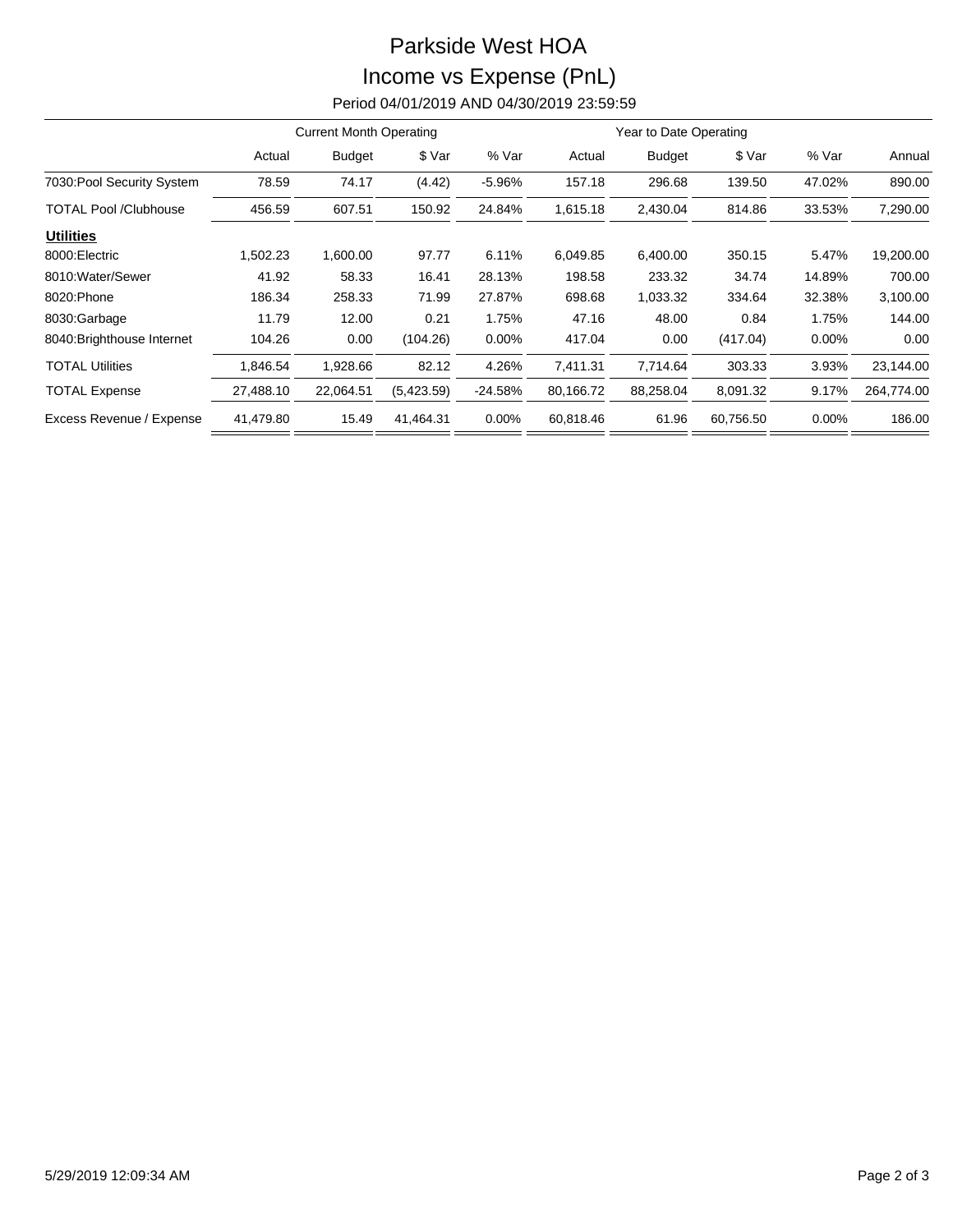# Parkside West HOA

## Income vs Expense (PnL)

Period 04/01/2019 AND 04/30/2019 23:59:59

| | Current Month Operating | | | | Year to Date Operating | | | | |
|---|---|---|---|---|---|---|---|---|---|
| | Actual | Budget | $ Var | % Var | Actual | Budget | $ Var | % Var | Annual |
| 7030:Pool Security System | 78.59 | 74.17 | (4.42) | -5.96% | 157.18 | 296.68 | 139.50 | 47.02% | 890.00 |
| TOTAL Pool /Clubhouse | 456.59 | 607.51 | 150.92 | 24.84% | 1,615.18 | 2,430.04 | 814.86 | 33.53% | 7,290.00 |
| **Utilities** | | | | | | | | | |
| 8000:Electric | 1,502.23 | 1,600.00 | 97.77 | 6.11% | 6,049.85 | 6,400.00 | 350.15 | 5.47% | 19,200.00 |
| 8010:Water/Sewer | 41.92 | 58.33 | 16.41 | 28.13% | 198.58 | 233.32 | 34.74 | 14.89% | 700.00 |
| 8020:Phone | 186.34 | 258.33 | 71.99 | 27.87% | 698.68 | 1,033.32 | 334.64 | 32.38% | 3,100.00 |
| 8030:Garbage | 11.79 | 12.00 | 0.21 | 1.75% | 47.16 | 48.00 | 0.84 | 1.75% | 144.00 |
| 8040:Brighthouse Internet | 104.26 | 0.00 | (104.26) | 0.00% | 417.04 | 0.00 | (417.04) | 0.00% | 0.00 |
| TOTAL Utilities | 1,846.54 | 1,928.66 | 82.12 | 4.26% | 7,411.31 | 7,714.64 | 303.33 | 3.93% | 23,144.00 |
| TOTAL Expense | 27,488.10 | 22,064.51 | (5,423.59) | -24.58% | 80,166.72 | 88,258.04 | 8,091.32 | 9.17% | 264,774.00 |
| Excess Revenue / Expense | 41,479.80 | 15.49 | 41,464.31 | 0.00% | 60,818.46 | 61.96 | 60,756.50 | 0.00% | 186.00 |

5/29/2019 12:09:34 AM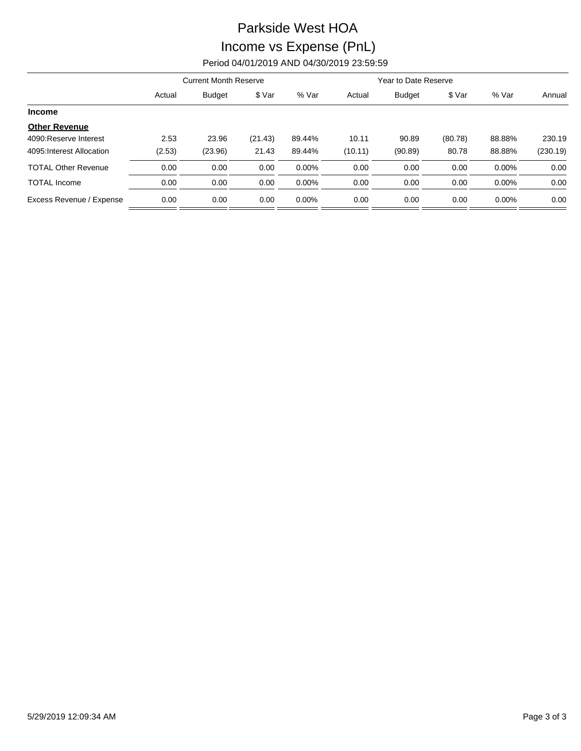# Parkside West HOA

## Income vs Expense (PnL)

Period 04/01/2019 AND 04/30/2019 23:59:59

| | Current Month Reserve | | | | Year to Date Reserve | | | | |
|---|---|---|---|---|---|---|---|---|---|
| | Actual | Budget | $ Var | % Var | Actual | Budget | $ Var | % Var | Annual |
| **Income** | | | | | | | | | |
| **Other Revenue** | | | | | | | | | |
| 4090:Reserve Interest | 2.53 | 23.96 | (21.43) | 89.44% | 10.11 | 90.89 | (80.78) | 88.88% | 230.19 |
| 4095:Interest Allocation | (2.53) | (23.96) | 21.43 | 89.44% | (10.11) | (90.89) | 80.78 | 88.88% | (230.19) |
| TOTAL Other Revenue | 0.00 | 0.00 | 0.00 | 0.00% | 0.00 | 0.00 | 0.00 | 0.00% | 0.00 |
| TOTAL Income | 0.00 | 0.00 | 0.00 | 0.00% | 0.00 | 0.00 | 0.00 | 0.00% | 0.00 |
| Excess Revenue / Expense | 0.00 | 0.00 | 0.00 | 0.00% | 0.00 | 0.00 | 0.00 | 0.00% | 0.00 |

5/29/2019 12:09:34 AM